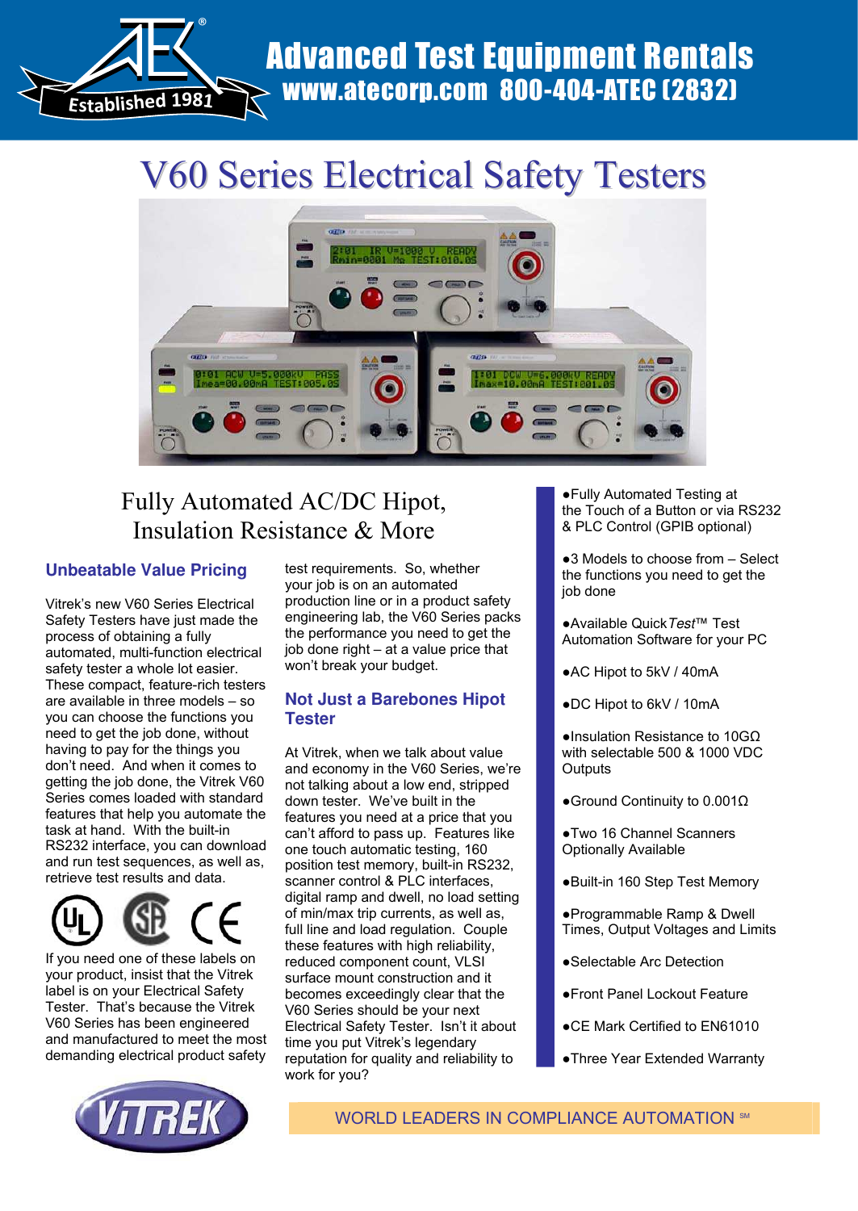# Advanced Test Equipment Rentals

**www.atecorp.com 800-404-ATEC (2832)**

Established 1981

# V60 Series Electrical Safety Testers

## Fully Automated AC/DC Hipot, Insulation Resistance & More

### Unbeatable Value Pricing

Vitrek's new V60 Series Electrical Safety Testers have just made the process of obtaining a fully automated, multi-function electrical safety tester a whole lot easier. These compact, feature-rich testers are available in three models – so you can choose the functions you need to get the job done, without having to pay for the things you don't need. And when it comes to getting the job done, the Vitrek V60 Series comes loaded with standard features that help you automate the task at hand. With the built-in RS232 interface, you can download and run test sequences, as well as, retrieve test results and data.

If you need one of these labels on your product, insist that the Vitrek label is on your Electrical Safety Tester. That's because the Vitrek V60 Series has been engineered and manufactured to meet the most demanding electrical product safety test requirements. So, whether your job is on an automated production line or in a product safety engineering lab, the V60 Series packs the performance you need to get the job done right – at a value price that won't break your budget.

### Not Just a Barebones Hipot Tester

At Vitrek, when we talk about value and economy in the V60 Series, we're not talking about a low end, stripped down tester. We've built in the features you need at a price that you can't afford to pass up. Features like one touch automatic testing, 160 position test memory, built-in RS232, scanner control & PLC interfaces, digital ramp and dwell, no load setting of min/max trip currents, as well as, full line and load regulation. Couple these features with high reliability, reduced component count, VLSI surface mount construction and it becomes exceedingly clear that the V60 Series should be your next Electrical Safety Tester. Isn't it about time you put Vitrek's legendary reputation for quality and reliability to work for you?

- Fully Automated Testing at the Touch of a Button or via RS232 & PLC Control (GPIB optional)
- 3 Models to choose from – Select the functions you need to get the job done
- Available Quick*Test*™ Test Automation Software for your PC
- AC Hipot to 5kV / 40mA
- DC Hipot to 6kV / 10mA
- Insulation Resistance to 10GΩ with selectable 500 & 1000 VDC Outputs
- Ground Continuity to 0.001Ω
- Two 16 Channel Scanners Optionally Available
- Built-in 160 Step Test Memory
- Programmable Ramp & Dwell Times, Output Voltages and Limits
- Selectable Arc Detection
- Front Panel Lockout Feature
- CE Mark Certified to EN61010
- Three Year Extended Warranty

VITREK

WORLD LEADERS IN COMPLIANCE AUTOMATION SM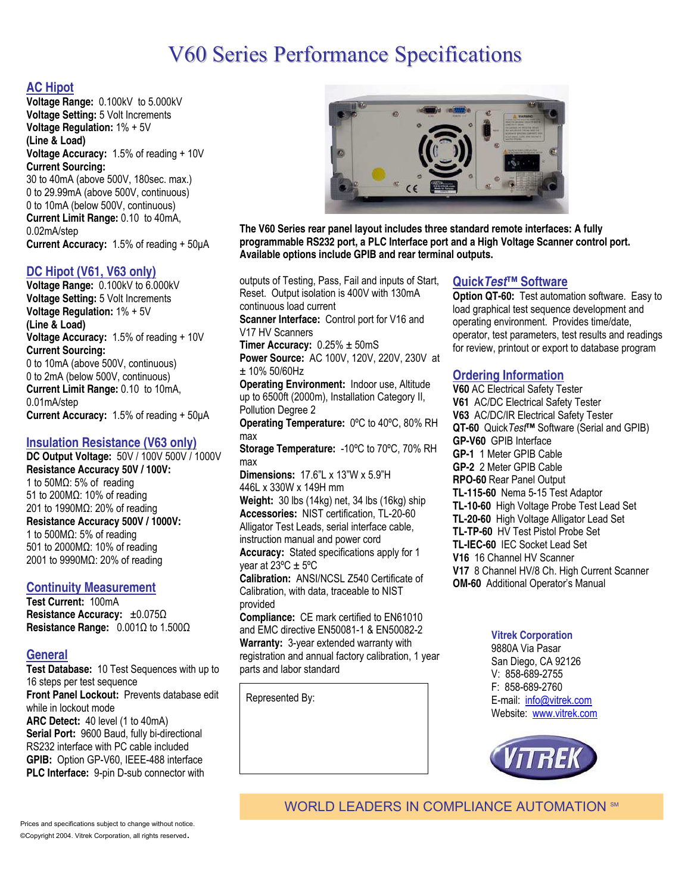# V60 Series Performance Specifications

## AC Hipot

**Voltage Range:** 0.100kV to 5.000kV
**Voltage Setting:** 5 Volt Increments
**Voltage Regulation:** 1% + 5V
**(Line & Load)**
**Voltage Accuracy:** 1.5% of reading + 10V
**Current Sourcing:**
30 to 40mA (above 500V, 180sec. max.)
0 to 29.99mA (above 500V, continuous)
0 to 10mA (below 500V, continuous)
**Current Limit Range:** 0.10 to 40mA, 0.02mA/step
**Current Accuracy:** 1.5% of reading + 50µA

## DC Hipot (V61, V63 only)

**Voltage Range:** 0.100kV to 6.000kV
**Voltage Setting:** 5 Volt Increments
**Voltage Regulation:** 1% + 5V
**(Line & Load)**
**Voltage Accuracy:** 1.5% of reading + 10V
**Current Sourcing:**
0 to 10mA (above 500V, continuous)
0 to 2mA (below 500V, continuous)
**Current Limit Range:** 0.10 to 10mA, 0.01mA/step
**Current Accuracy:** 1.5% of reading + 50µA

## Insulation Resistance (V63 only)

**DC Output Voltage:** 50V / 100V 500V / 1000V
**Resistance Accuracy 50V / 100V:**
1 to 50MΩ: 5% of reading
51 to 200MΩ: 10% of reading
201 to 1990MΩ: 20% of reading
**Resistance Accuracy 500V / 1000V:**
1 to 500MΩ: 5% of reading
501 to 2000MΩ: 10% of reading
2001 to 9990MΩ: 20% of reading

## Continuity Measurement

**Test Current:** 100mA
**Resistance Accuracy:** ±0.075Ω
**Resistance Range:** 0.001Ω to 1.500Ω

## General

**Test Database:** 10 Test Sequences with up to 16 steps per test sequence
**Front Panel Lockout:** Prevents database edit while in lockout mode
**ARC Detect:** 40 level (1 to 40mA)
**Serial Port:** 9600 Baud, fully bi-directional RS232 interface with PC cable included
**GPIB:** Option GP-V60, IEEE-488 interface
**PLC Interface:** 9-pin D-sub connector with outputs of Testing, Pass, Fail and inputs of Start, Reset. Output isolation is 400V with 130mA continuous load current
**Scanner Interface:** Control port for V16 and V17 HV Scanners
**Timer Accuracy:** 0.25% ± 50mS
**Power Source:** AC 100V, 120V, 220V, 230V at ± 10% 50/60Hz
**Operating Environment:** Indoor use, Altitude up to 6500ft (2000m), Installation Category II, Pollution Degree 2
**Operating Temperature:** 0ºC to 40ºC, 80% RH max
**Storage Temperature:** -10ºC to 70ºC, 70% RH max
**Dimensions:** 17.6"L x 13"W x 5.9"H
446L x 330W x 149H mm
**Weight:** 30 lbs (14kg) net, 34 lbs (16kg) ship
**Accessories:** NIST certification, TL-20-60 Alligator Test Leads, serial interface cable, instruction manual and power cord
**Accuracy:** Stated specifications apply for 1 year at 23ºC ± 5ºC
**Calibration:** ANSI/NCSL Z540 Certificate of Calibration, with data, traceable to NIST provided
**Compliance:** CE mark certified to EN61010 and EMC directive EN50081-1 & EN50082-2
**Warranty:** 3-year extended warranty with registration and annual factory calibration, 1 year parts and labor standard

**The V60 Series rear panel layout includes three standard remote interfaces: A fully programmable RS232 port, a PLC Interface port and a High Voltage Scanner control port. Available options include GPIB and rear terminal outputs.**

Represented By:

## Quick*Test*™ Software

**Option QT-60:** Test automation software. Easy to load graphical test sequence development and operating environment. Provides time/date, operator, test parameters, test results and readings for review, printout or export to database program

## Ordering Information

**V60** AC Electrical Safety Tester
**V61** AC/DC Electrical Safety Tester
**V63** AC/DC/IR Electrical Safety Tester
**QT-60** Quick*Test*™ Software (Serial and GPIB)
**GP-V60** GPIB Interface
**GP-1** 1 Meter GPIB Cable
**GP-2** 2 Meter GPIB Cable
**RPO-60** Rear Panel Output
**TL-115-60** Nema 5-15 Test Adaptor
**TL-10-60** High Voltage Probe Test Lead Set
**TL-20-60** High Voltage Alligator Lead Set
**TL-TP-60** HV Test Pistol Probe Set
**TL-IEC-60** IEC Socket Lead Set
**V16** 16 Channel HV Scanner
**V17** 8 Channel HV/8 Ch. High Current Scanner
**OM-60** Additional Operator's Manual

**Vitrek Corporation**
9880A Via Pasar
San Diego, CA 92126
V: 858-689-2755
F: 858-689-2760
E-mail: info@vitrek.com
Website: www.vitrek.com

WORLD LEADERS IN COMPLIANCE AUTOMATION SM

Prices and specifications subject to change without notice.
©Copyright 2004. Vitrek Corporation, all rights reserved.